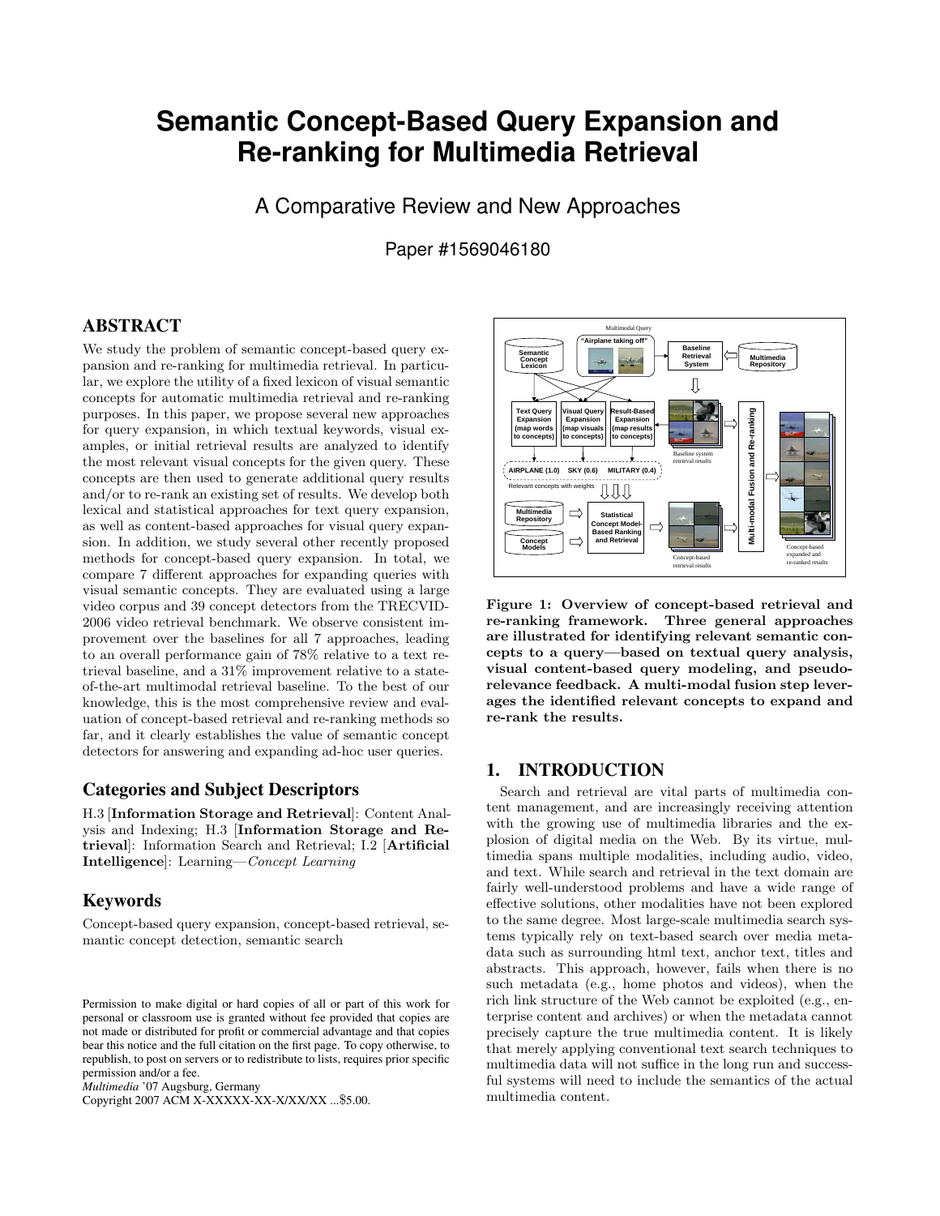# Semantic Concept-Based Query Expansion and Re-ranking for Multimedia Retrieval

## A Comparative Review and New Approaches

Paper #1569046180

## ABSTRACT

We study the problem of semantic concept-based query expansion and re-ranking for multimedia retrieval. In particular, we explore the utility of a fixed lexicon of visual semantic concepts for automatic multimedia retrieval and re-ranking purposes. In this paper, we propose several new approaches for query expansion, in which textual keywords, visual examples, or initial retrieval results are analyzed to identify the most relevant visual concepts for the given query. These concepts are then used to generate additional query results and/or to re-rank an existing set of results. We develop both lexical and statistical approaches for text query expansion, as well as content-based approaches for visual query expansion. In addition, we study several other recently proposed methods for concept-based query expansion. In total, we compare 7 different approaches for expanding queries with visual semantic concepts. They are evaluated using a large video corpus and 39 concept detectors from the TRECVID-2006 video retrieval benchmark. We observe consistent improvement over the baselines for all 7 approaches, leading to an overall performance gain of 78% relative to a text retrieval baseline, and a 31% improvement relative to a state-of-the-art multimodal retrieval baseline. To the best of our knowledge, this is the most comprehensive review and evaluation of concept-based retrieval and re-ranking methods so far, and it clearly establishes the value of semantic concept detectors for answering and expanding ad-hoc user queries.

## Categories and Subject Descriptors

H.3 [**Information Storage and Retrieval**]: Content Analysis and Indexing; H.3 [**Information Storage and Retrieval**]: Information Search and Retrieval; I.2 [**Artificial Intelligence**]: Learning—*Concept Learning*

## Keywords

Concept-based query expansion, concept-based retrieval, semantic concept detection, semantic search

Permission to make digital or hard copies of all or part of this work for personal or classroom use is granted without fee provided that copies are not made or distributed for profit or commercial advantage and that copies bear this notice and the full citation on the first page. To copy otherwise, to republish, to post on servers or to redistribute to lists, requires prior specific permission and/or a fee.
*Multimedia* '07 Augsburg, Germany
Copyright 2007 ACM X-XXXXX-XX-X/XX/XX ...$5.00.

**Figure 1: Overview of concept-based retrieval and re-ranking framework. Three general approaches are illustrated for identifying relevant semantic concepts to a query—based on textual query analysis, visual content-based query modeling, and pseudo-relevance feedback. A multi-modal fusion step leverages the identified relevant concepts to expand and re-rank the results.**

## 1. INTRODUCTION

Search and retrieval are vital parts of multimedia content management, and are increasingly receiving attention with the growing use of multimedia libraries and the explosion of digital media on the Web. By its virtue, multimedia spans multiple modalities, including audio, video, and text. While search and retrieval in the text domain are fairly well-understood problems and have a wide range of effective solutions, other modalities have not been explored to the same degree. Most large-scale multimedia search systems typically rely on text-based search over media metadata such as surrounding html text, anchor text, titles and abstracts. This approach, however, fails when there is no such metadata (e.g., home photos and videos), when the rich link structure of the Web cannot be exploited (e.g., enterprise content and archives) or when the metadata cannot precisely capture the true multimedia content. It is likely that merely applying conventional text search techniques to multimedia data will not suffice in the long run and successful systems will need to include the semantics of the actual multimedia content.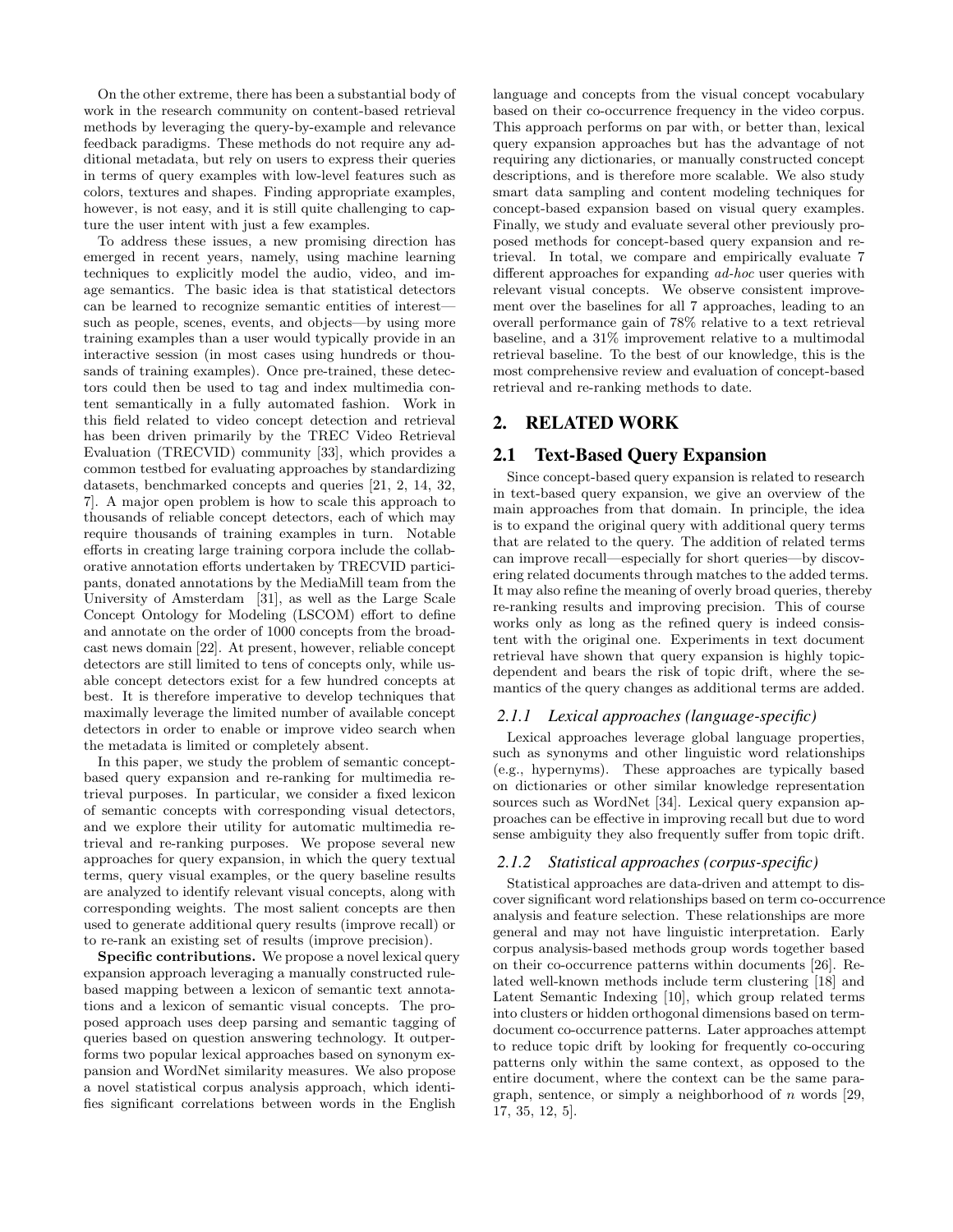On the other extreme, there has been a substantial body of work in the research community on content-based retrieval methods by leveraging the query-by-example and relevance feedback paradigms. These methods do not require any additional metadata, but rely on users to express their queries in terms of query examples with low-level features such as colors, textures and shapes. Finding appropriate examples, however, is not easy, and it is still quite challenging to capture the user intent with just a few examples.

To address these issues, a new promising direction has emerged in recent years, namely, using machine learning techniques to explicitly model the audio, video, and image semantics. The basic idea is that statistical detectors can be learned to recognize semantic entities of interest—such as people, scenes, events, and objects—by using more training examples than a user would typically provide in an interactive session (in most cases using hundreds or thousands of training examples). Once pre-trained, these detectors could then be used to tag and index multimedia content semantically in a fully automated fashion. Work in this field related to video concept detection and retrieval has been driven primarily by the TREC Video Retrieval Evaluation (TRECVID) community [33], which provides a common testbed for evaluating approaches by standardizing datasets, benchmarked concepts and queries [21, 2, 14, 32, 7]. A major open problem is how to scale this approach to thousands of reliable concept detectors, each of which may require thousands of training examples in turn. Notable efforts in creating large training corpora include the collaborative annotation efforts undertaken by TRECVID participants, donated annotations by the MediaMill team from the University of Amsterdam [31], as well as the Large Scale Concept Ontology for Modeling (LSCOM) effort to define and annotate on the order of 1000 concepts from the broadcast news domain [22]. At present, however, reliable concept detectors are still limited to tens of concepts only, while usable concept detectors exist for a few hundred concepts at best. It is therefore imperative to develop techniques that maximally leverage the limited number of available concept detectors in order to enable or improve video search when the metadata is limited or completely absent.

In this paper, we study the problem of semantic concept-based query expansion and re-ranking for multimedia retrieval purposes. In particular, we consider a fixed lexicon of semantic concepts with corresponding visual detectors, and we explore their utility for automatic multimedia retrieval and re-ranking purposes. We propose several new approaches for query expansion, in which the query textual terms, query visual examples, or the query baseline results are analyzed to identify relevant visual concepts, along with corresponding weights. The most salient concepts are then used to generate additional query results (improve recall) or to re-rank an existing set of results (improve precision).

**Specific contributions.** We propose a novel lexical query expansion approach leveraging a manually constructed rule-based mapping between a lexicon of semantic text annotations and a lexicon of semantic visual concepts. The proposed approach uses deep parsing and semantic tagging of queries based on question answering technology. It outperforms two popular lexical approaches based on synonym expansion and WordNet similarity measures. We also propose a novel statistical corpus analysis approach, which identifies significant correlations between words in the English language and concepts from the visual concept vocabulary based on their co-occurrence frequency in the video corpus. This approach performs on par with, or better than, lexical query expansion approaches but has the advantage of not requiring any dictionaries, or manually constructed concept descriptions, and is therefore more scalable. We also study smart data sampling and content modeling techniques for concept-based expansion based on visual query examples. Finally, we study and evaluate several other previously proposed methods for concept-based query expansion and retrieval. In total, we compare and empirically evaluate 7 different approaches for expanding *ad-hoc* user queries with relevant visual concepts. We observe consistent improvement over the baselines for all 7 approaches, leading to an overall performance gain of 78% relative to a text retrieval baseline, and a 31% improvement relative to a multimodal retrieval baseline. To the best of our knowledge, this is the most comprehensive review and evaluation of concept-based retrieval and re-ranking methods to date.

## 2. RELATED WORK

### 2.1 Text-Based Query Expansion

Since concept-based query expansion is related to research in text-based query expansion, we give an overview of the main approaches from that domain. In principle, the idea is to expand the original query with additional query terms that are related to the query. The addition of related terms can improve recall—especially for short queries—by discovering related documents through matches to the added terms. It may also refine the meaning of overly broad queries, thereby re-ranking results and improving precision. This of course works only as long as the refined query is indeed consistent with the original one. Experiments in text document retrieval have shown that query expansion is highly topic-dependent and bears the risk of topic drift, where the semantics of the query changes as additional terms are added.

#### *2.1.1 Lexical approaches (language-specific)*

Lexical approaches leverage global language properties, such as synonyms and other linguistic word relationships (e.g., hypernyms). These approaches are typically based on dictionaries or other similar knowledge representation sources such as WordNet [34]. Lexical query expansion approaches can be effective in improving recall but due to word sense ambiguity they also frequently suffer from topic drift.

#### *2.1.2 Statistical approaches (corpus-specific)*

Statistical approaches are data-driven and attempt to discover significant word relationships based on term co-occurrence analysis and feature selection. These relationships are more general and may not have linguistic interpretation. Early corpus analysis-based methods group words together based on their co-occurrence patterns within documents [26]. Related well-known methods include term clustering [18] and Latent Semantic Indexing [10], which group related terms into clusters or hidden orthogonal dimensions based on term-document co-occurrence patterns. Later approaches attempt to reduce topic drift by looking for frequently co-occuring patterns only within the same context, as opposed to the entire document, where the context can be the same paragraph, sentence, or simply a neighborhood of $n$ words [29, 17, 35, 12, 5].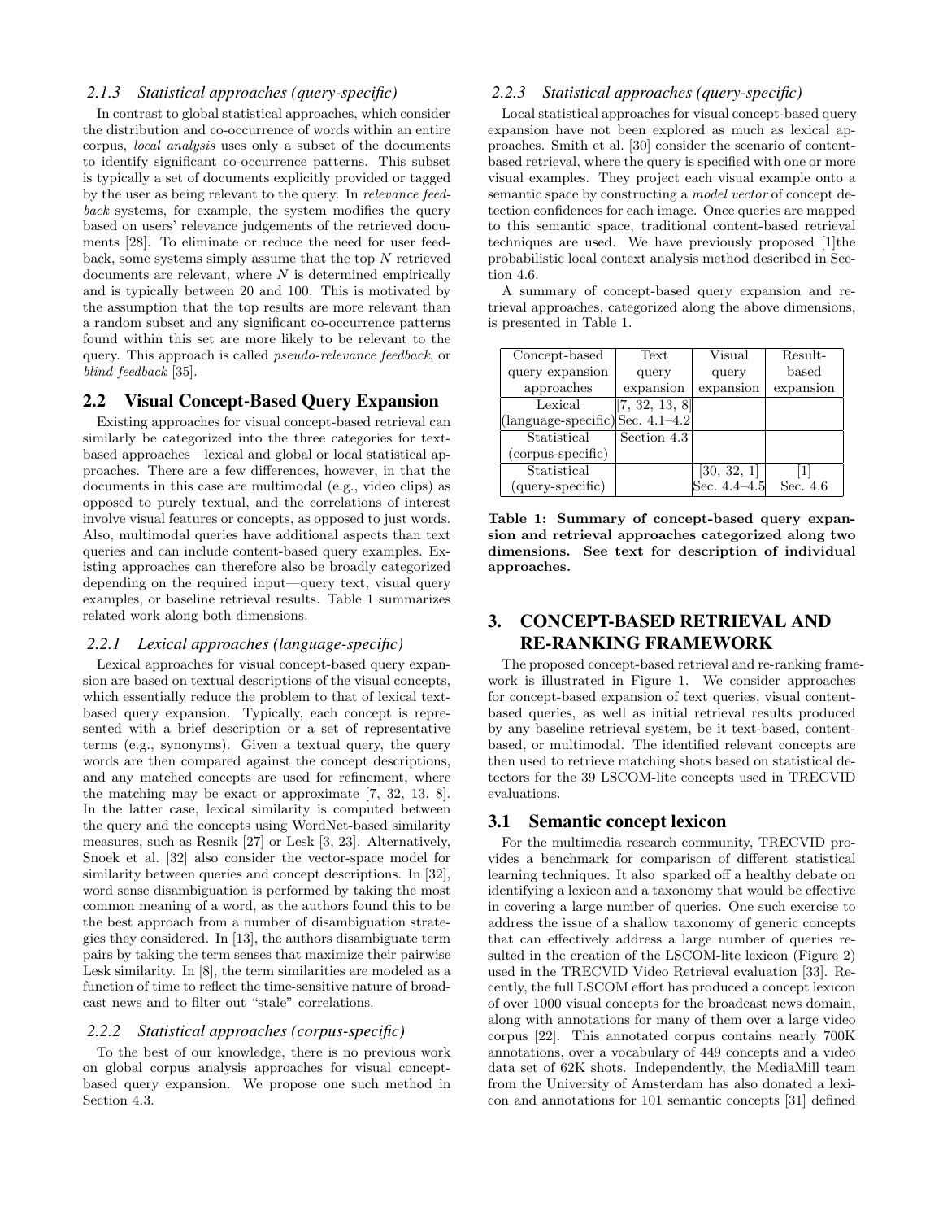#### 2.1.3 Statistical approaches (query-specific)

In contrast to global statistical approaches, which consider the distribution and co-occurrence of words within an entire corpus, *local analysis* uses only a subset of the documents to identify significant co-occurrence patterns. This subset is typically a set of documents explicitly provided or tagged by the user as being relevant to the query. In *relevance feedback* systems, for example, the system modifies the query based on users' relevance judgements of the retrieved documents [28]. To eliminate or reduce the need for user feedback, some systems simply assume that the top $N$ retrieved documents are relevant, where $N$ is determined empirically and is typically between 20 and 100. This is motivated by the assumption that the top results are more relevant than a random subset and any significant co-occurrence patterns found within this set are more likely to be relevant to the query. This approach is called *pseudo-relevance feedback*, or *blind feedback* [35].

## 2.2 Visual Concept-Based Query Expansion

Existing approaches for visual concept-based retrieval can similarly be categorized into the three categories for text-based approaches—lexical and global or local statistical approaches. There are a few differences, however, in that the documents in this case are multimodal (e.g., video clips) as opposed to purely textual, and the correlations of interest involve visual features or concepts, as opposed to just words. Also, multimodal queries have additional aspects than text queries and can include content-based query examples. Existing approaches can therefore also be broadly categorized depending on the required input—query text, visual query examples, or baseline retrieval results. Table 1 summarizes related work along both dimensions.

#### 2.2.1 Lexical approaches (language-specific)

Lexical approaches for visual concept-based query expansion are based on textual descriptions of the visual concepts, which essentially reduce the problem to that of lexical text-based query expansion. Typically, each concept is represented with a brief description or a set of representative terms (e.g., synonyms). Given a textual query, the query words are then compared against the concept descriptions, and any matched concepts are used for refinement, where the matching may be exact or approximate [7, 32, 13, 8]. In the latter case, lexical similarity is computed between the query and the concepts using WordNet-based similarity measures, such as Resnik [27] or Lesk [3, 23]. Alternatively, Snoek et al. [32] also consider the vector-space model for similarity between queries and concept descriptions. In [32], word sense disambiguation is performed by taking the most common meaning of a word, as the authors found this to be the best approach from a number of disambiguation strategies they considered. In [13], the authors disambiguate term pairs by taking the term senses that maximize their pairwise Lesk similarity. In [8], the term similarities are modeled as a function of time to reflect the time-sensitive nature of broadcast news and to filter out "stale" correlations.

#### 2.2.2 Statistical approaches (corpus-specific)

To the best of our knowledge, there is no previous work on global corpus analysis approaches for visual concept-based query expansion. We propose one such method in Section 4.3.

#### 2.2.3 Statistical approaches (query-specific)

Local statistical approaches for visual concept-based query expansion have not been explored as much as lexical approaches. Smith et al. [30] consider the scenario of content-based retrieval, where the query is specified with one or more visual examples. They project each visual example onto a semantic space by constructing a *model vector* of concept detection confidences for each image. Once queries are mapped to this semantic space, traditional content-based retrieval techniques are used. We have previously proposed [1]the probabilistic local context analysis method described in Section 4.6.

A summary of concept-based query expansion and retrieval approaches, categorized along the above dimensions, is presented in Table 1.

| Concept-based query expansion approaches | Text query expansion | Visual query expansion | Result-based expansion |
|---|---|---|---|
| Lexical (language-specific) | [7, 32, 13, 8] Sec. 4.1–4.2 | | |
| Statistical (corpus-specific) | Section 4.3 | | |
| Statistical (query-specific) | | [30, 32, 1] Sec. 4.4–4.5 | [1] Sec. 4.6 |

**Table 1: Summary of concept-based query expansion and retrieval approaches categorized along two dimensions. See text for description of individual approaches.**

# 3. CONCEPT-BASED RETRIEVAL AND RE-RANKING FRAMEWORK

The proposed concept-based retrieval and re-ranking framework is illustrated in Figure 1. We consider approaches for concept-based expansion of text queries, visual content-based queries, as well as initial retrieval results produced by any baseline retrieval system, be it text-based, content-based, or multimodal. The identified relevant concepts are then used to retrieve matching shots based on statistical detectors for the 39 LSCOM-lite concepts used in TRECVID evaluations.

## 3.1 Semantic concept lexicon

For the multimedia research community, TRECVID provides a benchmark for comparison of different statistical learning techniques. It also sparked off a healthy debate on identifying a lexicon and a taxonomy that would be effective in covering a large number of queries. One such exercise to address the issue of a shallow taxonomy of generic concepts that can effectively address a large number of queries resulted in the creation of the LSCOM-lite lexicon (Figure 2) used in the TRECVID Video Retrieval evaluation [33]. Recently, the full LSCOM effort has produced a concept lexicon of over 1000 visual concepts for the broadcast news domain, along with annotations for many of them over a large video corpus [22]. This annotated corpus contains nearly 700K annotations, over a vocabulary of 449 concepts and a video data set of 62K shots. Independently, the MediaMill team from the University of Amsterdam has also donated a lexicon and annotations for 101 semantic concepts [31] defined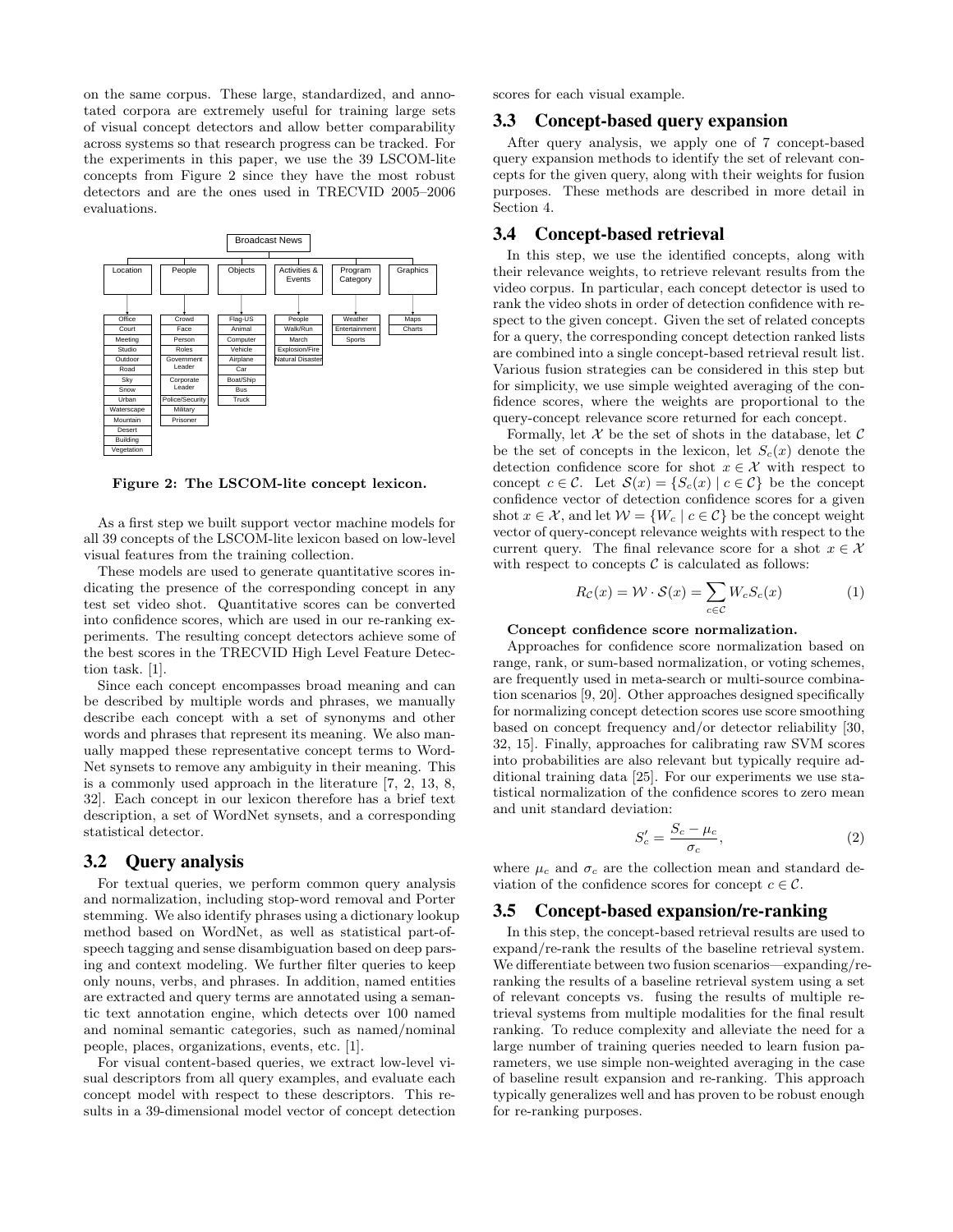on the same corpus. These large, standardized, and annotated corpora are extremely useful for training large sets of visual concept detectors and allow better comparability across systems so that research progress can be tracked. For the experiments in this paper, we use the 39 LSCOM-lite concepts from Figure 2 since they have the most robust detectors and are the ones used in TRECVID 2005–2006 evaluations.

**Figure 2: The LSCOM-lite concept lexicon.**

As a first step we built support vector machine models for all 39 concepts of the LSCOM-lite lexicon based on low-level visual features from the training collection.

These models are used to generate quantitative scores indicating the presence of the corresponding concept in any test set video shot. Quantitative scores can be converted into confidence scores, which are used in our re-ranking experiments. The resulting concept detectors achieve some of the best scores in the TRECVID High Level Feature Detection task. [1].

Since each concept encompasses broad meaning and can be described by multiple words and phrases, we manually describe each concept with a set of synonyms and other words and phrases that represent its meaning. We also manually mapped these representative concept terms to WordNet synsets to remove any ambiguity in their meaning. This is a commonly used approach in the literature [7, 2, 13, 8, 32]. Each concept in our lexicon therefore has a brief text description, a set of WordNet synsets, and a corresponding statistical detector.

## 3.2 Query analysis

For textual queries, we perform common query analysis and normalization, including stop-word removal and Porter stemming. We also identify phrases using a dictionary lookup method based on WordNet, as well as statistical part-of-speech tagging and sense disambiguation based on deep parsing and context modeling. We further filter queries to keep only nouns, verbs, and phrases. In addition, named entities are extracted and query terms are annotated using a semantic text annotation engine, which detects over 100 named and nominal semantic categories, such as named/nominal people, places, organizations, events, etc. [1].

For visual content-based queries, we extract low-level visual descriptors from all query examples, and evaluate each concept model with respect to these descriptors. This results in a 39-dimensional model vector of concept detection scores for each visual example.

## 3.3 Concept-based query expansion

After query analysis, we apply one of 7 concept-based query expansion methods to identify the set of relevant concepts for the given query, along with their weights for fusion purposes. These methods are described in more detail in Section 4.

## 3.4 Concept-based retrieval

In this step, we use the identified concepts, along with their relevance weights, to retrieve relevant results from the video corpus. In particular, each concept detector is used to rank the video shots in order of detection confidence with respect to the given concept. Given the set of related concepts for a query, the corresponding concept detection ranked lists are combined into a single concept-based retrieval result list. Various fusion strategies can be considered in this step but for simplicity, we use simple weighted averaging of the confidence scores, where the weights are proportional to the query-concept relevance score returned for each concept.

Formally, let $\mathcal{X}$ be the set of shots in the database, let $\mathcal{C}$ be the set of concepts in the lexicon, let $S_c(x)$ denote the detection confidence score for shot $x \in \mathcal{X}$ with respect to concept $c \in \mathcal{C}$. Let $\mathcal{S}(x) = \{S_c(x) \mid c \in \mathcal{C}\}$ be the concept confidence vector of detection confidence scores for a given shot $x \in \mathcal{X}$, and let $\mathcal{W} = \{W_c \mid c \in \mathcal{C}\}$ be the concept weight vector of query-concept relevance weights with respect to the current query. The final relevance score for a shot $x \in \mathcal{X}$ with respect to concepts $\mathcal{C}$ is calculated as follows:

$$R_{\mathcal{C}}(x) = \mathcal{W} \cdot \mathcal{S}(x) = \sum_{c \in \mathcal{C}} W_c S_c(x) \tag{1}$$

**Concept confidence score normalization.**

Approaches for confidence score normalization based on range, rank, or sum-based normalization, or voting schemes, are frequently used in meta-search or multi-source combination scenarios [9, 20]. Other approaches designed specifically for normalizing concept detection scores use score smoothing based on concept frequency and/or detector reliability [30, 32, 15]. Finally, approaches for calibrating raw SVM scores into probabilities are also relevant but typically require additional training data [25]. For our experiments we use statistical normalization of the confidence scores to zero mean and unit standard deviation:

$$S'_c = \frac{S_c - \mu_c}{\sigma_c}, \tag{2}$$

where $\mu_c$ and $\sigma_c$ are the collection mean and standard deviation of the confidence scores for concept $c \in \mathcal{C}$.

## 3.5 Concept-based expansion/re-ranking

In this step, the concept-based retrieval results are used to expand/re-rank the results of the baseline retrieval system. We differentiate between two fusion scenarios—expanding/re-ranking the results of a baseline retrieval system using a set of relevant concepts vs. fusing the results of multiple retrieval systems from multiple modalities for the final result ranking. To reduce complexity and alleviate the need for a large number of training queries needed to learn fusion parameters, we use simple non-weighted averaging in the case of baseline result expansion and re-ranking. This approach typically generalizes well and has proven to be robust enough for re-ranking purposes.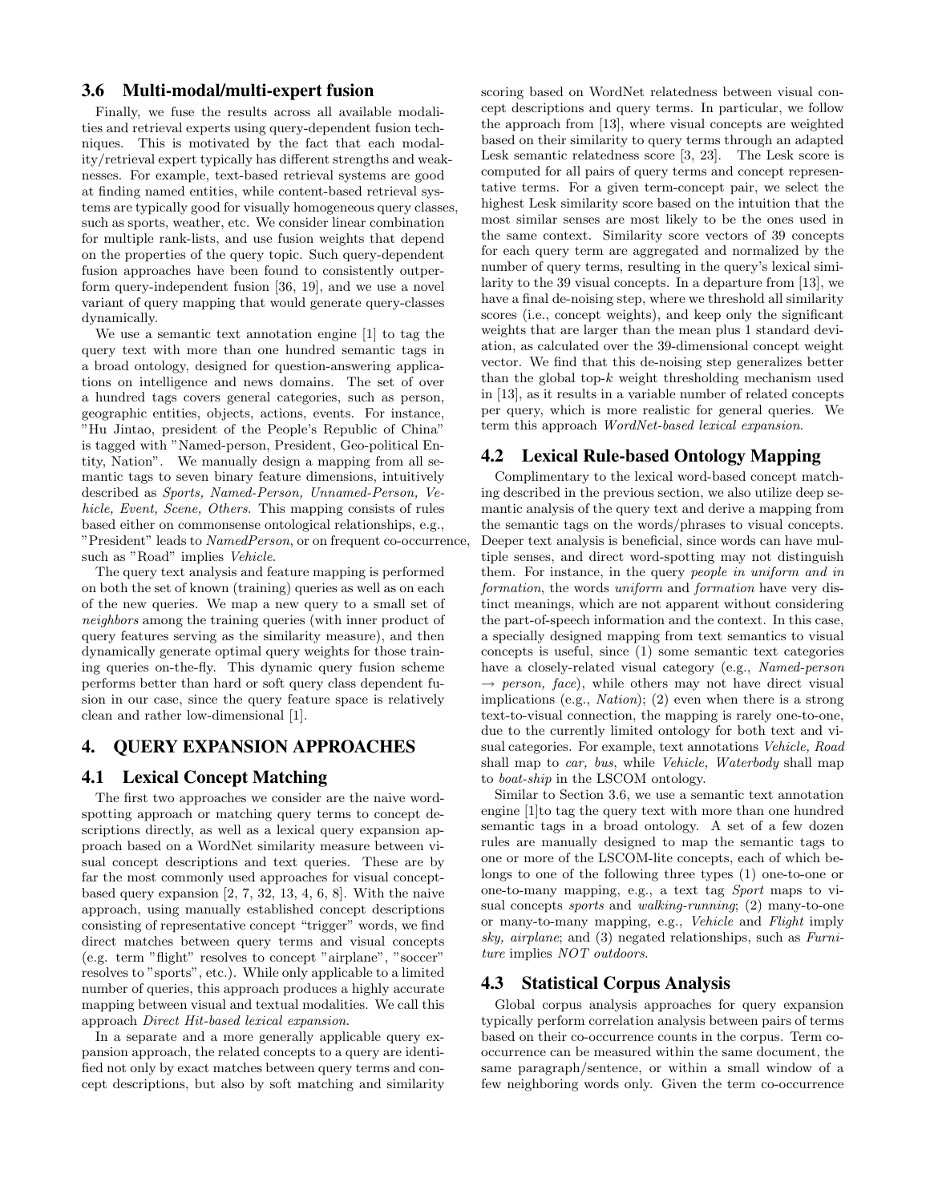### 3.6 Multi-modal/multi-expert fusion

Finally, we fuse the results across all available modalities and retrieval experts using query-dependent fusion techniques. This is motivated by the fact that each modality/retrieval expert typically has different strengths and weaknesses. For example, text-based retrieval systems are good at finding named entities, while content-based retrieval systems are typically good for visually homogeneous query classes, such as sports, weather, etc. We consider linear combination for multiple rank-lists, and use fusion weights that depend on the properties of the query topic. Such query-dependent fusion approaches have been found to consistently outperform query-independent fusion [36, 19], and we use a novel variant of query mapping that would generate query-classes dynamically.

We use a semantic text annotation engine [1] to tag the query text with more than one hundred semantic tags in a broad ontology, designed for question-answering applications on intelligence and news domains. The set of over a hundred tags covers general categories, such as person, geographic entities, objects, actions, events. For instance, "Hu Jintao, president of the People's Republic of China" is tagged with "Named-person, President, Geo-political Entity, Nation". We manually design a mapping from all semantic tags to seven binary feature dimensions, intuitively described as *Sports, Named-Person, Unnamed-Person, Vehicle, Event, Scene, Others*. This mapping consists of rules based either on commonsense ontological relationships, e.g., "President" leads to *NamedPerson*, or on frequent co-occurrence, such as "Road" implies *Vehicle*.

The query text analysis and feature mapping is performed on both the set of known (training) queries as well as on each of the new queries. We map a new query to a small set of *neighbors* among the training queries (with inner product of query features serving as the similarity measure), and then dynamically generate optimal query weights for those training queries on-the-fly. This dynamic query fusion scheme performs better than hard or soft query class dependent fusion in our case, since the query feature space is relatively clean and rather low-dimensional [1].

## 4. QUERY EXPANSION APPROACHES

### 4.1 Lexical Concept Matching

The first two approaches we consider are the naive word-spotting approach or matching query terms to concept descriptions directly, as well as a lexical query expansion approach based on a WordNet similarity measure between visual concept descriptions and text queries. These are by far the most commonly used approaches for visual concept-based query expansion [2, 7, 32, 13, 4, 6, 8]. With the naive approach, using manually established concept descriptions consisting of representative concept "trigger" words, we find direct matches between query terms and visual concepts (e.g. term "flight" resolves to concept "airplane", "soccer" resolves to "sports", etc.). While only applicable to a limited number of queries, this approach produces a highly accurate mapping between visual and textual modalities. We call this approach *Direct Hit-based lexical expansion*.

In a separate and a more generally applicable query expansion approach, the related concepts to a query are identified not only by exact matches between query terms and concept descriptions, but also by soft matching and similarity scoring based on WordNet relatedness between visual concept descriptions and query terms. In particular, we follow the approach from [13], where visual concepts are weighted based on their similarity to query terms through an adapted Lesk semantic relatedness score [3, 23]. The Lesk score is computed for all pairs of query terms and concept representative terms. For a given term-concept pair, we select the highest Lesk similarity score based on the intuition that the most similar senses are most likely to be the ones used in the same context. Similarity score vectors of 39 concepts for each query term are aggregated and normalized by the number of query terms, resulting in the query's lexical similarity to the 39 visual concepts. In a departure from [13], we have a final de-noising step, where we threshold all similarity scores (i.e., concept weights), and keep only the significant weights that are larger than the mean plus 1 standard deviation, as calculated over the 39-dimensional concept weight vector. We find that this de-noising step generalizes better than the global top-$k$ weight thresholding mechanism used in [13], as it results in a variable number of related concepts per query, which is more realistic for general queries. We term this approach *WordNet-based lexical expansion*.

### 4.2 Lexical Rule-based Ontology Mapping

Complimentary to the lexical word-based concept matching described in the previous section, we also utilize deep semantic analysis of the query text and derive a mapping from the semantic tags on the words/phrases to visual concepts. Deeper text analysis is beneficial, since words can have multiple senses, and direct word-spotting may not distinguish them. For instance, in the query *people in uniform and in formation*, the words *uniform* and *formation* have very distinct meanings, which are not apparent without considering the part-of-speech information and the context. In this case, a specially designed mapping from text semantics to visual concepts is useful, since (1) some semantic text categories have a closely-related visual category (e.g., *Named-person* $\rightarrow$ *person, face*), while others may not have direct visual implications (e.g., *Nation*); (2) even when there is a strong text-to-visual connection, the mapping is rarely one-to-one, due to the currently limited ontology for both text and visual categories. For example, text annotations *Vehicle, Road* shall map to *car, bus*, while *Vehicle, Waterbody* shall map to *boat-ship* in the LSCOM ontology.

Similar to Section 3.6, we use a semantic text annotation engine [1]to tag the query text with more than one hundred semantic tags in a broad ontology. A set of a few dozen rules are manually designed to map the semantic tags to one or more of the LSCOM-lite concepts, each of which belongs to one of the following three types (1) one-to-one or one-to-many mapping, e.g., a text tag *Sport* maps to visual concepts *sports* and *walking-running*; (2) many-to-one or many-to-many mapping, e.g., *Vehicle* and *Flight* imply *sky, airplane*; and (3) negated relationships, such as *Furniture* implies *NOT outdoors*.

### 4.3 Statistical Corpus Analysis

Global corpus analysis approaches for query expansion typically perform correlation analysis between pairs of terms based on their co-occurrence counts in the corpus. Term co-occurrence can be measured within the same document, the same paragraph/sentence, or within a small window of a few neighboring words only. Given the term co-occurrence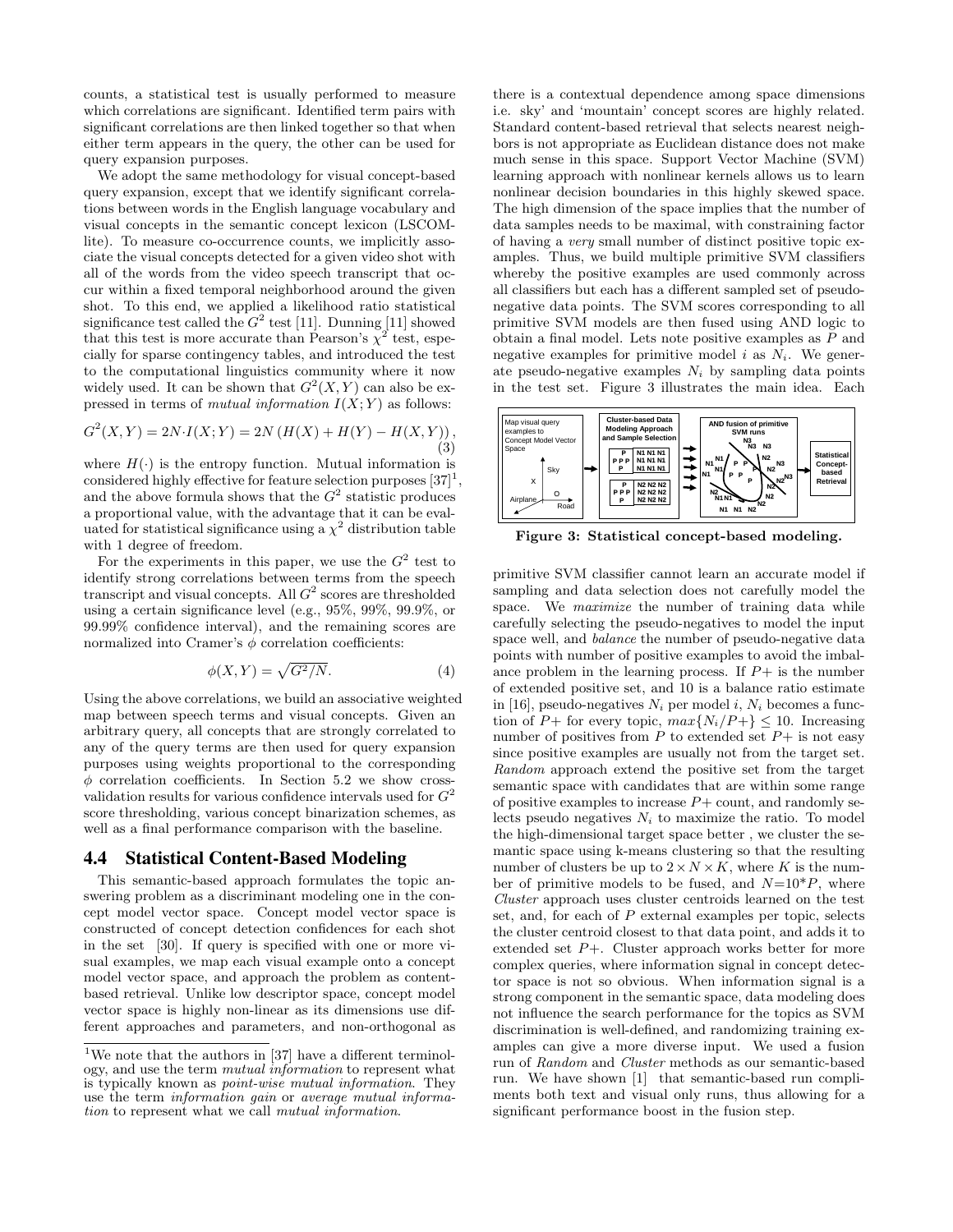counts, a statistical test is usually performed to measure which correlations are significant. Identified term pairs with significant correlations are then linked together so that when either term appears in the query, the other can be used for query expansion purposes.

We adopt the same methodology for visual concept-based query expansion, except that we identify significant correlations between words in the English language vocabulary and visual concepts in the semantic concept lexicon (LSCOM-lite). To measure co-occurrence counts, we implicitly associate the visual concepts detected for a given video shot with all of the words from the video speech transcript that occur within a fixed temporal neighborhood around the given shot. To this end, we applied a likelihood ratio statistical significance test called the $G^2$ test [11]. Dunning [11] showed that this test is more accurate than Pearson's $\chi^2$ test, especially for sparse contingency tables, and introduced the test to the computational linguistics community where it now widely used. It can be shown that $G^2(X, Y)$ can also be expressed in terms of *mutual information* $I(X; Y)$ as follows:

$$G^2(X, Y) = 2N \cdot I(X; Y) = 2N \left( H(X) + H(Y) - H(X, Y) \right), \quad (3)$$

where $H(\cdot)$ is the entropy function. Mutual information is considered highly effective for feature selection purposes [37][1], and the above formula shows that the $G^2$ statistic produces a proportional value, with the advantage that it can be evaluated for statistical significance using a $\chi^2$ distribution table with 1 degree of freedom.

For the experiments in this paper, we use the $G^2$ test to identify strong correlations between terms from the speech transcript and visual concepts. All $G^2$ scores are thresholded using a certain significance level (e.g., 95%, 99%, 99.9%, or 99.99% confidence interval), and the remaining scores are normalized into Cramer's $\phi$ correlation coefficients:

$$\phi(X, Y) = \sqrt{G^2/N}. \quad (4)$$

Using the above correlations, we build an associative weighted map between speech terms and visual concepts. Given an arbitrary query, all concepts that are strongly correlated to any of the query terms are then used for query expansion purposes using weights proportional to the corresponding $\phi$ correlation coefficients. In Section 5.2 we show cross-validation results for various confidence intervals used for $G^2$ score thresholding, various concept binarization schemes, as well as a final performance comparison with the baseline.

### 4.4 Statistical Content-Based Modeling

This semantic-based approach formulates the topic answering problem as a discriminant modeling one in the concept model vector space. Concept model vector space is constructed of concept detection confidences for each shot in the set [30]. If query is specified with one or more visual examples, we map each visual example onto a concept model vector space, and approach the problem as content-based retrieval. Unlike low descriptor space, concept model vector space is highly non-linear as its dimensions use different approaches and parameters, and non-orthogonal as there is a contextual dependence among space dimensions i.e. sky' and 'mountain' concept scores are highly related. Standard content-based retrieval that selects nearest neighbors in not appropriate as Euclidean distance does not make much sense in this space. Support Vector Machine (SVM) learning approach with nonlinear kernels allows us to learn nonlinear decision boundaries in this highly skewed space. The high dimension of the space implies that the number of data samples needs to be maximal, with constraining factor of having a *very* small number of distinct positive topic examples. Thus, we build multiple primitive SVM classifiers whereby the positive examples are used commonly across all classifiers but each has a different sampled set of pseudo-negative data points. The SVM scores corresponding to all primitive SVM models are then fused using AND logic to obtain a final model. Lets note positive examples as $P$ and negative examples for primitive model $i$ as $N_i$. We generate pseudo-negative examples $N_i$ by sampling data points in the test set. Figure 3 illustrates the main idea. Each

Figure 3: Statistical concept-based modeling.

primitive SVM classifier cannot learn an accurate model if sampling and data selection does not carefully model the space. We *maximize* the number of training data while carefully selecting the pseudo-negatives to model the input space well, and *balance* the number of pseudo-negative data points with number of positive examples to avoid the imbalance problem in the learning process. If $P+$ is the number of extended positive set, and 10 is a balance ratio estimate in [16], pseudo-negatives $N_i$ per model $i$, $N_i$ becomes a function of $P+$ for every topic, $max\{N_i/P+\} \leq 10$. Increasing number of positives from $P$ to extended set $P+$ is not easy since positive examples are usually not from the target set. *Random* approach extend the positive set from the target semantic space with candidates that are within some range of positive examples to increase $P+$ count, and randomly selects pseudo negatives $N_i$ to maximize the ratio. To model the high-dimensional target space better , we cluster the semantic space using k-means clustering so that the resulting number of clusters be up to $2 \times N \times K$, where $K$ is the number of primitive models to be fused, and $N$=10*$P$, where *Cluster* approach uses cluster centroids learned on the test set, and, for each of $P$ external examples per topic, selects the cluster centroid closest to that data point, and adds it to extended set $P+$. Cluster approach works better for more complex queries, where information signal in concept detector space is not so obvious. When information signal is a strong component in the semantic space, data modeling does not influence the search performance for the topics as SVM discrimination is well-defined, and randomizing training examples can give a more diverse input. We used a fusion run of *Random* and *Cluster* methods as our semantic-based run. We have shown [1] that semantic-based run compliments both text and visual only runs, thus allowing for a significant performance boost in the fusion step.

[1] We note that the authors in [37] have a different terminology, and use the term *mutual information* to represent what is typically known as *point-wise mutual information*. They use the term *information gain* or *average mutual information* to represent what we call *mutual information*.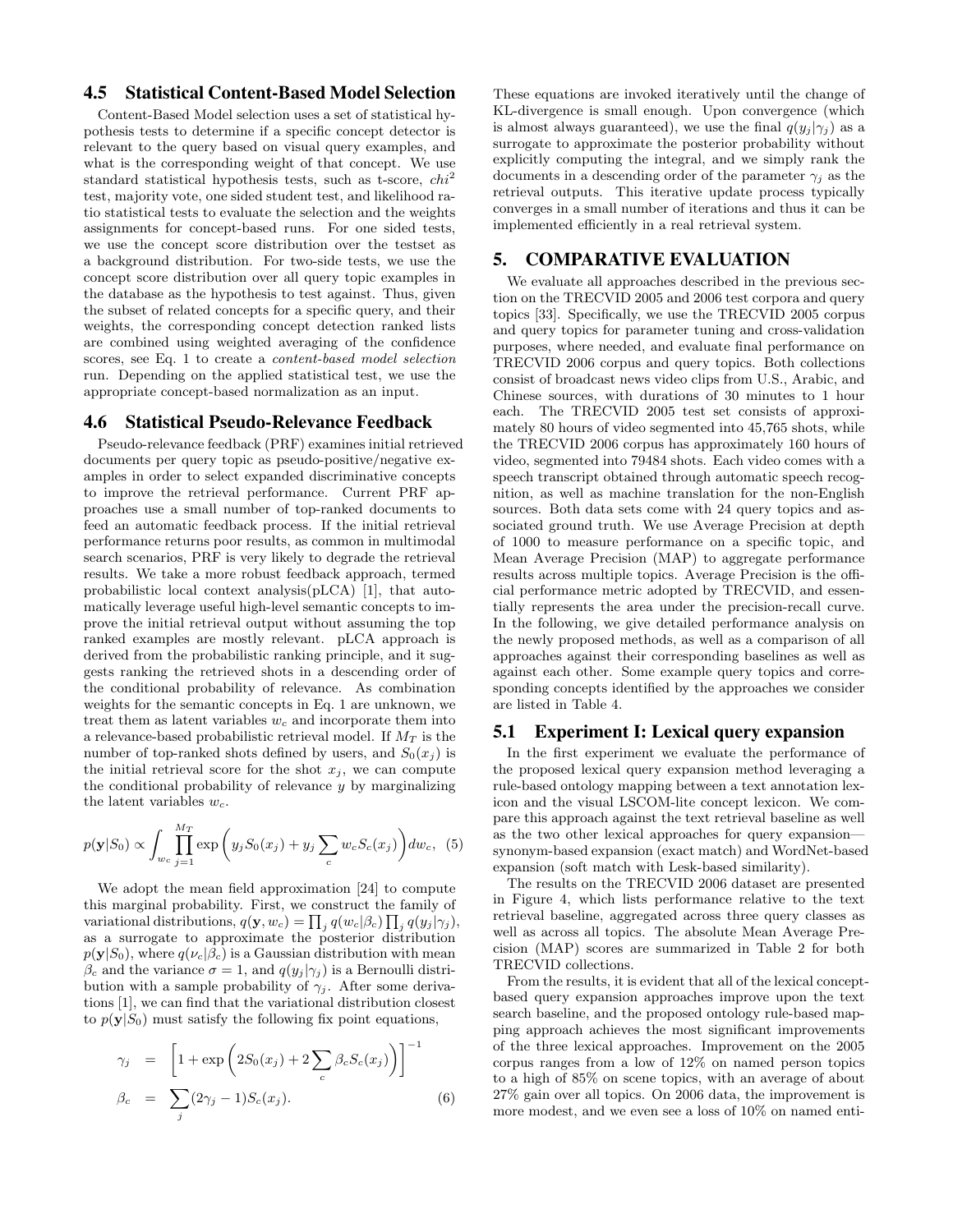### 4.5 Statistical Content-Based Model Selection

Content-Based Model selection uses a set of statistical hypothesis tests to determine if a specific concept detector is relevant to the query based on visual query examples, and what is the corresponding weight of that concept. We use standard statistical hypothesis tests, such as t-score, *chi*$^2$ test, majority vote, one sided student test, and likelihood ratio statistical tests to evaluate the selection and the weights assignments for concept-based runs. For one sided tests, we use the concept score distribution over the testset as a background distribution. For two-side tests, we use the concept score distribution over all query topic examples in the database as the hypothesis to test against. Thus, given the subset of related concepts for a specific query, and their weights, the corresponding concept detection ranked lists are combined using weighted averaging of the confidence scores, see Eq. 1 to create a *content-based model selection* run. Depending on the applied statistical test, we use the appropriate concept-based normalization as an input.

### 4.6 Statistical Pseudo-Relevance Feedback

Pseudo-relevance feedback (PRF) examines initial retrieved documents per query topic as pseudo-positive/negative examples in order to select expanded discriminative concepts to improve the retrieval performance. Current PRF approaches use a small number of top-ranked documents to feed an automatic feedback process. If the initial retrieval performance returns poor results, as common in multimodal search scenarios, PRF is very likely to degrade the retrieval results. We take a more robust feedback approach, termed probabilistic local context analysis(pLCA) [1], that automatically leverage useful high-level semantic concepts to improve the initial retrieval output without assuming the top ranked examples are mostly relevant. pLCA approach is derived from the probabilistic ranking principle, and it suggests ranking the retrieved shots in a descending order of the conditional probability of relevance. As combination weights for the semantic concepts in Eq. 1 are unknown, we treat them as latent variables $w_c$ and incorporate them into a relevance-based probabilistic retrieval model. If $M_T$ is the number of top-ranked shots defined by users, and $S_0(x_j)$ is the initial retrieval score for the shot $x_j$, we can compute the conditional probability of relevance $y$ by marginalizing the latent variables $w_c$.

$$p(\mathbf{y}|S_0) \propto \int_{w_c} \prod_{j=1}^{M_T} \exp\left( y_j S_0(x_j) + y_j \sum_c w_c S_c(x_j) \right) dw_c, \quad (5)$$

We adopt the mean field approximation [24] to compute this marginal probability. First, we construct the family of variational distributions, $q(\mathbf{y}, w_c) = \prod_j q(w_c|\beta_c) \prod_j q(y_j|\gamma_j)$, as a surrogate to approximate the posterior distribution $p(\mathbf{y}|S_0)$, where $q(\nu_c|\beta_c)$ is a Gaussian distribution with mean $\beta_c$ and the variance $\sigma = 1$, and $q(y_j|\gamma_j)$ is a Bernoulli distribution with a sample probability of $\gamma_j$. After some derivations [1], we can find that the variational distribution closest to $p(\mathbf{y}|S_0)$ must satisfy the following fix point equations,

$$\begin{aligned} \gamma_j &= \left[ 1 + \exp\left( 2S_0(x_j) + 2\sum_c \beta_c S_c(x_j) \right) \right]^{-1} \\ \beta_c &= \sum_j (2\gamma_j - 1) S_c(x_j). \end{aligned} \quad (6)$$

These equations are invoked iteratively until the change of KL-divergence is small enough. Upon convergence (which is almost always guaranteed), we use the final $q(y_j|\gamma_j)$ as a surrogate to approximate the posterior probability without explicitly computing the integral, and we simply rank the documents in a descending order of the parameter $\gamma_j$ as the retrieval outputs. This iterative update process typically converges in a small number of iterations and thus it can be implemented efficiently in a real retrieval system.

## 5. COMPARATIVE EVALUATION

We evaluate all approaches described in the previous section on the TRECVID 2005 and 2006 test corpora and query topics [33]. Specifically, we use the TRECVID 2005 corpus and query topics for parameter tuning and cross-validation purposes, where needed, and evaluate final performance on TRECVID 2006 corpus and query topics. Both collections consist of broadcast news video clips from U.S., Arabic, and Chinese sources, with durations of 30 minutes to 1 hour each. The TRECVID 2005 test set consists of approximately 80 hours of video segmented into 45,765 shots, while the TRECVID 2006 corpus has approximately 160 hours of video, segmented into 79484 shots. Each video comes with a speech transcript obtained through automatic speech recognition, as well as machine translation for the non-English sources. Both data sets come with 24 query topics and associated ground truth. We use Average Precision at depth of 1000 to measure performance on a specific topic, and Mean Average Precision (MAP) to aggregate performance results across multiple topics. Average Precision is the official performance metric adopted by TRECVID, and essentially represents the area under the precision-recall curve. In the following, we give detailed performance analysis on the newly proposed methods, as well as a comparison of all approaches against their corresponding baselines as well as against each other. Some example query topics and corresponding concepts identified by the approaches we consider are listed in Table 4.

### 5.1 Experiment I: Lexical query expansion

In the first experiment we evaluate the performance of the proposed lexical query expansion method leveraging a rule-based ontology mapping between a text annotation lexicon and the visual LSCOM-lite concept lexicon. We compare this approach against the text retrieval baseline as well as the two other lexical approaches for query expansion—synonym-based expansion (exact match) and WordNet-based expansion (soft match with Lesk-based similarity).

The results on the TRECVID 2006 dataset are presented in Figure 4, which lists performance relative to the text retrieval baseline, aggregated across three query classes as well as across all topics. The absolute Mean Average Precision (MAP) scores are summarized in Table 2 for both TRECVID collections.

From the results, it is evident that all of the lexical concept-based query expansion approaches improve upon the text search baseline, and the proposed ontology rule-based mapping approach achieves the most significant improvements of the three lexical approaches. Improvement on the 2005 corpus ranges from a low of 12% on named person topics to a high of 85% on scene topics, with an average of about 27% gain over all topics. On 2006 data, the improvement is more modest, and we even see a loss of 10% on named enti-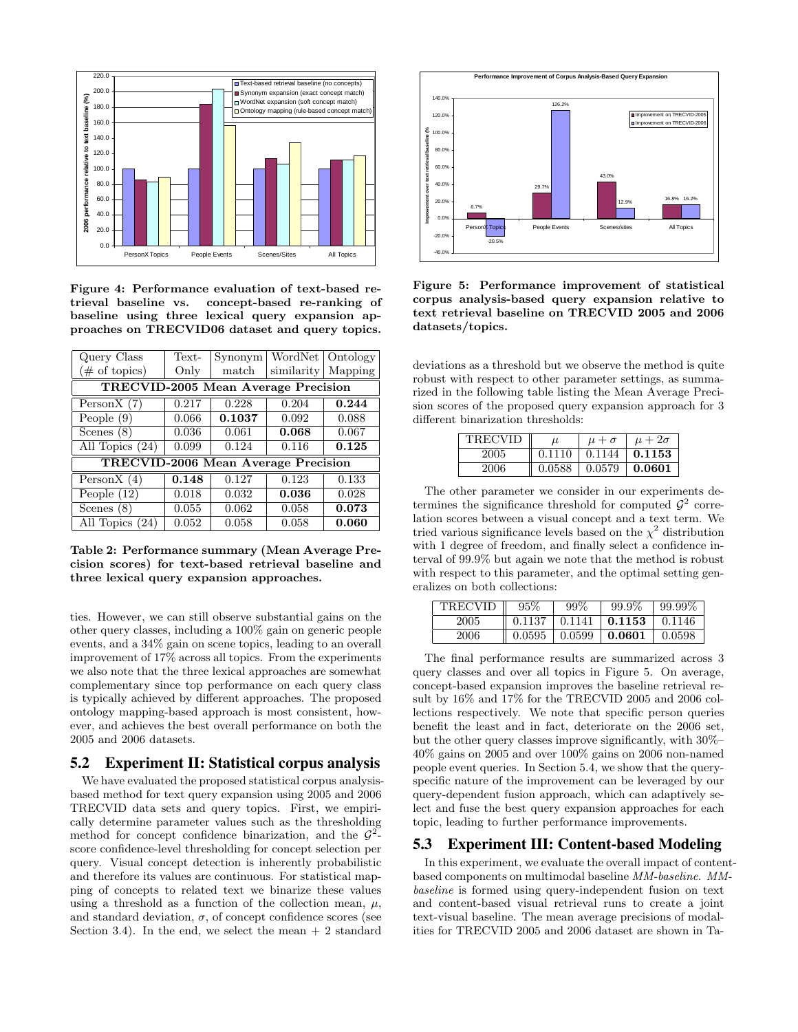Figure 4: Performance evaluation of text-based retrieval baseline vs. concept-based re-ranking of baseline using three lexical query expansion approaches on TRECVID06 dataset and query topics.

| Query Class (# of topics) | Text-Only | Synonym match | WordNet similarity | Ontology Mapping |
|---|---|---|---|---|
| **TRECVID-2005 Mean Average Precision** | | | | |
| PersonX (7) | 0.217 | 0.228 | 0.204 | **0.244** |
| People (9) | 0.066 | **0.1037** | 0.092 | 0.088 |
| Scenes (8) | 0.036 | 0.061 | **0.068** | 0.067 |
| All Topics (24) | 0.099 | 0.124 | 0.116 | **0.125** |
| **TRECVID-2006 Mean Average Precision** | | | | |
| PersonX (4) | **0.148** | 0.127 | 0.123 | 0.133 |
| People (12) | 0.018 | 0.032 | **0.036** | 0.028 |
| Scenes (8) | 0.055 | 0.062 | 0.058 | **0.073** |
| All Topics (24) | 0.052 | 0.058 | 0.058 | **0.060** |

Table 2: Performance summary (Mean Average Precision scores) for text-based retrieval baseline and three lexical query expansion approaches.

ties. However, we can still observe substantial gains on the other query classes, including a 100% gain on generic people events, and a 34% gain on scene topics, leading to an overall improvement of 17% across all topics. From the experiments we also note that the three lexical approaches are somewhat complementary since top performance on each query class is typically achieved by different approaches. The proposed ontology mapping-based approach is most consistent, however, and achieves the best overall performance on both the 2005 and 2006 datasets.

## 5.2 Experiment II: Statistical corpus analysis

We have evaluated the proposed statistical corpus analysis-based method for text query expansion using 2005 and 2006 TRECVID data sets and query topics. First, we empirically determine parameter values such as the thresholding method for concept confidence binarization, and the $\mathcal{G}^2$-score confidence-level thresholding for concept selection per query. Visual concept detection is inherently probabilistic and therefore its values are continuous. For statistical mapping of concepts to related text we binarize these values using a threshold as a function of the collection mean, $\mu$, and standard deviation, $\sigma$, of concept confidence scores (see Section 3.4). In the end, we select the mean + 2 standard

Figure 5: Performance improvement of statistical corpus analysis-based query expansion relative to text retrieval baseline on TRECVID 2005 and 2006 datasets/topics.

deviations as a threshold but we observe the method is quite robust with respect to other parameter settings, as summarized in the following table listing the Mean Average Precision scores of the proposed query expansion approach for 3 different binarization thresholds:

| TRECVID | $\mu$ | $\mu+\sigma$ | $\mu+2\sigma$ |
|---|---|---|---|
| 2005 | 0.1110 | 0.1144 | **0.1153** |
| 2006 | 0.0588 | 0.0579 | **0.0601** |

The other parameter we consider in our experiments determines the significance threshold for computed $\mathcal{G}^2$ correlation scores between a visual concept and a text term. We tried various significance levels based on the $\chi^2$ distribution with 1 degree of freedom, and finally select a confidence interval of 99.9% but again we note that the method is robust with respect to this parameter, and the optimal setting generalizes on both collections:

| TRECVID | 95% | 99% | 99.9% | 99.99% |
|---|---|---|---|---|
| 2005 | 0.1137 | 0.1141 | **0.1153** | 0.1146 |
| 2006 | 0.0595 | 0.0599 | **0.0601** | 0.0598 |

The final performance results are summarized across 3 query classes and over all topics in Figure 5. On average, concept-based expansion improves the baseline retrieval result by 16% and 17% for the TRECVID 2005 and 2006 collections respectively. We note that specific person queries benefit the least and in fact, deteriorate on the 2006 set, but the other query classes improve significantly, with 30%–40% gains on 2005 and over 100% gains on 2006 non-named people event queries. In Section 5.4, we show that the query-specific nature of the improvement can be leveraged by our query-dependent fusion approach, which can adaptively select and fuse the best query expansion approaches for each topic, leading to further performance improvements.

## 5.3 Experiment III: Content-based Modeling

In this experiment, we evaluate the overall impact of content-based components on multimodal baseline *MM-baseline*. *MM-baseline* is formed using query-independent fusion on text and content-based visual retrieval runs to create a joint text-visual baseline. The mean average precisions of modalities for TRECVID 2005 and 2006 dataset are shown in Ta-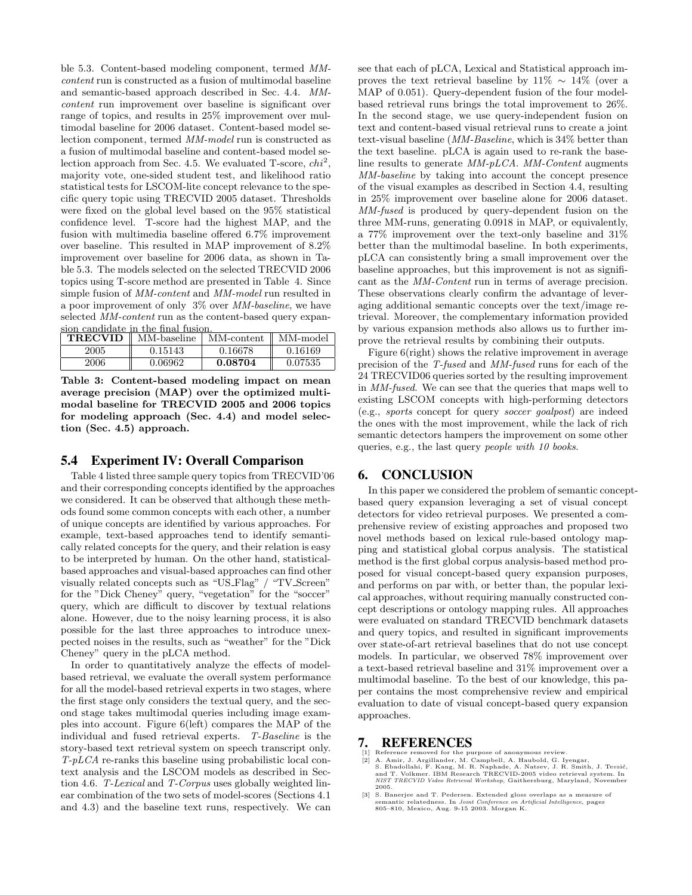ble 5.3. Content-based modeling component, termed *MM-content* run is constructed as a fusion of multimodal baseline and semantic-based approach described in Sec. 4.4. *MM-content* run improvement over baseline is significant over range of topics, and results in 25% improvement over multimodal baseline for 2006 dataset. Content-based model selection component, termed *MM-model* run is constructed as a fusion of multimodal baseline and content-based model selection approach from Sec. 4.5. We evaluated T-score, $chi^2$, majority vote, one-sided student test, and likelihood ratio statistical tests for LSCOM-lite concept relevance to the specific query topic using TRECVID 2005 dataset. Thresholds were fixed on the global level based on the 95% statistical confidence level. T-score had the highest MAP, and the fusion with multimedia baseline offered 6.7% improvement over baseline. This resulted in MAP improvement of 8.2% improvement over baseline for 2006 data, as shown in Table 5.3. The models selected on the selected TRECVID 2006 topics using T-score method are presented in Table 4. Since simple fusion of *MM-content* and *MM-model* run resulted in a poor improvement of only 3% over *MM-baseline*, we have selected *MM-content* run as the content-based query expansion candidate in the final fusion.

| **TRECVID** | MM-baseline | MM-content | MM-model |
|---|---|---|---|
| 2005 | 0.15143 | 0.16678 | 0.16169 |
| 2006 | 0.06962 | **0.08704** | 0.07535 |

**Table 3: Content-based modeling impact on mean average precision (MAP) over the optimized multimodal baseline for TRECVID 2005 and 2006 topics for modeling approach (Sec. 4.4) and model selection (Sec. 4.5) approach.**

## 5.4 Experiment IV: Overall Comparison

Table 4 listed three sample query topics from TRECVID'06 and their corresponding concepts identified by the approaches we considered. It can be observed that although these methods found some common concepts with each other, a number of unique concepts are identified by various approaches. For example, text-based approaches tend to identify semantically related concepts for the query, and their relation is easy to be interpreted by human. On the other hand, statistical-based approaches and visual-based approaches can find other visually related concepts such as "US_Flag" / "TV_Screen" for the "Dick Cheney" query, "vegetation" for the "soccer" query, which are difficult to discover by textual relations alone. However, due to the noisy learning process, it is also possible for the last three approaches to introduce unexpected noises in the results, such as "weather" for the "Dick Cheney" query in the pLCA method.

In order to quantitatively analyze the effects of model-based retrieval, we evaluate the overall system performance for all the model-based retrieval experts in two stages, where the first stage only considers the textual query, and the second stage takes multimodal queries including image examples into account. Figure 6(left) compares the MAP of the individual and fused retrieval experts. *T-Baseline* is the story-based text retrieval system on speech transcript only. *T-pLCA* re-ranks this baseline using probabilistic local context analysis and the LSCOM models as described in Section 4.6. *T-Lexical* and *T-Corpus* uses globally weighted linear combination of the two sets of model-scores (Sections 4.1 and 4.3) and the baseline text runs, respectively. We can see that each of pLCA, Lexical and Statistical approach improves the text retrieval baseline by 11% $\sim$ 14% (over a MAP of 0.051). Query-dependent fusion of the four model-based retrieval runs brings the total improvement to 26%. In the second stage, we use query-independent fusion on text and content-based visual retrieval runs to create a joint text-visual baseline (*MM-Baseline*, which is 34% better than the text baseline. pLCA is again used to re-rank the baseline results to generate *MM-pLCA*. *MM-Content* augments *MM-baseline* by taking into account the concept presence of the visual examples as described in Section 4.4, resulting in 25% improvement over baseline alone for 2006 dataset. *MM-fused* is produced by query-dependent fusion on the three MM-runs, generating 0.0918 in MAP, or equivalently, a 77% improvement over the text-only baseline and 31% better than the multimodal baseline. In both experiments, pLCA can consistently bring a small improvement over the baseline approaches, but this improvement is not as significant as the *MM-Content* run in terms of average precision. These observations clearly confirm the advantage of leveraging additional semantic concepts over the text/image retrieval. Moreover, the complementary information provided by various expansion methods also allows us to further improve the retrieval results by combining their outputs.

Figure 6(right) shows the relative improvement in average precision of the *T-fused* and *MM-fused* runs for each of the 24 TRECVID06 queries sorted by the resulting improvement in *MM-fused*. We can see that the queries that maps well to existing LSCOM concepts with high-performing detectors (e.g., *sports* concept for query *soccer goalpost*) are indeed the ones with the most improvement, while the lack of rich semantic detectors hampers the improvement on some other queries, e.g., the last query *people with 10 books*.

# 6. CONCLUSION

In this paper we considered the problem of semantic concept-based query expansion leveraging a set of visual concept detectors for video retrieval purposes. We presented a comprehensive review of existing approaches and proposed two novel methods based on lexical rule-based ontology mapping and statistical global corpus analysis. The statistical method is the first global corpus analysis-based method proposed for visual concept-based query expansion purposes, and performs on par with, or better than, the popular lexical approaches, without requiring manually constructed concept descriptions or ontology mapping rules. All approaches were evaluated on standard TRECVID benchmark datasets and query topics, and resulted in significant improvements over state-of-art retrieval baselines that do not use concept models. In particular, we observed 78% improvement over a text-based retrieval baseline and 31% improvement over a multimodal baseline. To the best of our knowledge, this paper contains the most comprehensive review and empirical evaluation to date of visual concept-based query expansion approaches.

# 7. REFERENCES

[1] Reference removed for the purpose of anonymous review.

[2] A. Amir, J. Argillander, M. Campbell, A. Haubold, G. Iyengar, S. Ebadollahi, F. Kang, M. R. Naphade, A. Natsev, J. R. Smith, J. Tešić, and T. Volkmer. IBM Research TRECVID-2005 video retrieval system. In *NIST TRECVID Video Retrieval Workshop*, Gaithersburg, Maryland, November 2005.

[3] S. Banerjee and T. Pedersen. Extended gloss overlaps as a measure of semantic relatedness. In *Joint Conference on Artificial Intelligence*, pages 805–810, Mexico, Aug. 9-15 2003. Morgan K.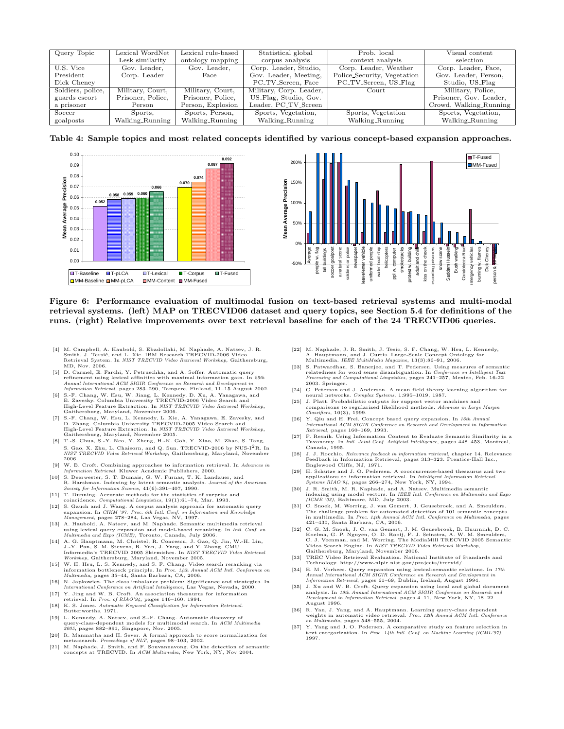| Query Topic | Lexical WordNet Lesk similarity | Lexical rule-based ontology mapping | Statistical global corpus analysis | Prob. local context analysis | Visual content selection |
|---|---|---|---|---|---|
| U.S. Vice President Dick Cheney | Gov. Leader, Corp. Leader | Gov. Leader, Face | Corp. Leader, Studio, Gov. Leader, Meeting, PC_TV_Screen, Face | Corp. Leader, Weather Police_Security, Vegetation PC_TV_Screen, US_Flag | Corp. Leader, Face, Gov. Leader, Person, Studio, US_Flag |
| Soldiers, police, guards escort a prisoner | Military, Court, Prisoner, Police, Person | Military, Court, Prisoner, Police, Person, Explosion | Military, Corp. Leader, US_Flag, Studio, Gov. Leader, PC_TV_Screen | Court | Military, Police, Prisoner, Gov. Leader, Crowd, Walking_Running |
| Soccer goalposts | Sports, Walking_Running | Sports, Person, Walking_Running | Sports, Vegetation, Walking_Running | Sports, Vegetation Walking_Running | Sports, Vegetation, Walking_Running |

**Table 4: Sample topics and most related concepts identified by various concept-based expansion approaches.**

Mean Average Precision
0.10 0.09 0.08 0.07 0.06 0.05 0.04 0.03 0.02 0.01 0.00
0.052 0.058 0.059 0.060 0.066 0.070 0.074 0.087 0.092
T-Baseline T-pLCA T-Lexical T-Corpus T-Fused
MM-Baseline MM-pLCA MM-Content MM-Fused

Mean Average Precision
200% 150% 100% 50% 0% -50%
T-Fused
MM-Fused
Average, people w. flag, tall buildings, soccer goalpost, a natural scene, soldiers or police, newspaper, leave/enter vehicle, uniformed people, water boat/ship, helicopters, ppl w. computer, smokestacks, protest w. building, adult and child, kiss on the cheek, escorting prisoners, snow scene, Saddam Hussein, Bush walking, Condoleeza Rice, emergency vehicles, burning w. flames, Dick Cheney, person & ...

**Figure 6: Performance evaluation of multimodal fusion on text-based retrieval systems and multi-modal retrieval systems. (left) MAP on TRECVID06 dataset and query topics, see Section 5.4 for definitions of the runs. (right) Relative improvements over text retrieval baseline for each of the 24 TRECVID06 queries.**

[4] M. Campbell, A. Haubold, S. Ebadollahi, M. Naphade, A. Natsev, J. R. Smith, J. Tešić, and L. Xie. IBM Research TRECVID-2006 Video Retrieval System. In *NIST TRECVID Video Retrieval Workshop*, Gaithersburg, MD, Nov. 2006.

[5] D. Carmel, E. Farchi, Y. Petruschka, and A. Soffer. Automatic query refinement using lexical affinities with maximal information gain. In *25th Annual International ACM SIGIR Conference on Research and Development in Information Retrieval*, pages 283–290, Tampere, Finland, 11–15 August 2002.

[6] S.-F. Chang, W. Hsu, W. Jiang, L. Kennedy, D. Xu, A. Yanagawa, and E. Zavesky. Columbia University TRECVID-2006 Video Search and High-Level Feature Extraction. In *NIST TRECVID Video Retrieval Workshop*, Gaithersburg, Maryland, November 2006.

[7] S.-F. Chang, W. Hsu, L. Kennedy, L. Xie, A. Yanagawa, E. Zavesky, and D. Zhang. Columbia University TRECVID-2005 Video Search and High-Level Feature Extraction. In *NIST TRECVID Video Retrieval Workshop*, Gaithersburg, Maryland, November 2005.

[8] T.-S. Chua, S.-Y. Neo, Y. Zheng, H.-K. Goh, Y. Xiao, M. Zhao, S. Tang, S. Gao, X. Zhu, L. Chaisorn, and Q. Sun. TRECVID-2006 by NUS-I$^2$R. In *NIST TRECVID Video Retrieval Workshop*, Gaithersburg, Maryland, November 2006.

[9] W. B. Croft. Combining approaches to information retrieval. In *Advances in Information Retrieval*. Kluwer Academic Publishers, 2000.

[10] S. Deerwester, S. T. Dumais, G. W. Furnas, T. K. Landauer, and R. Harshman. Indexing by latent semantic analysis. *Journal of the American Society for Information Science*, 41(6):391–407, 1990.

[11] T. Dunning. Accurate methods for the statistics of surprise and coincidence. *Computational Linguistics*, 19(1):61–74, Mar. 1993.

[12] S. Gauch and J. Wang. A corpus analysis approach for automatic query expansion. In *CIKM '97: Proc. 6th Intl. Conf. on Information and Knowledge Management*, pages 278–284, Las Vegas, NV, 1997.

[13] A. Haubold, A. Natsev, and M. Naphade. Semantic multimedia retrieval using lexical query expansion and model-based reranking. In *Intl. Conf. on Multimedia and Expo (ICME)*, Toronto, Canada, July 2006.

[14] A. G. Hauptmann, M. Christel, R. Concescu, J. Gao, Q. Jin, W.-H. Lin, J.-Y. Pan, S. M. Stevens, R. Yan, J. Yang, and Y. Zhang. CMU Informedia's TRECVID 2005 Skirmishes. In *NIST TRECVID Video Retrieval Workshop*, Gaithersburg, Maryland, November 2005.

[15] W. H. Hsu, L. S. Kennedy, and S. F. Chang. Video search reranking via information bottleneck principle. In *Proc. 14th Annual ACM Intl. Conference on Multimedia*, pages 35–44, Santa Barbara, CA, 2006.

[16] N. Japkowicz. The class imbalance problem: Significance and strategies. In *International Conference on Artificial Intelligence*, Las Vegas, Nevada, 2000.

[17] Y. Jing and W. B. Croft. An association thesaurus for information retrieval. In *Proc. of RIAO'94*, pages 146–160, 1994.

[18] K. S. Jones. *Automatic Keyword Classification for Information Retrieval*. Butterworths, 1971.

[19] L. Kennedy, A. Natsev, and S.-F. Chang. Automatic discovery of query-class-dependent models for multimodal search. In *ACM Multimedia 2005*, pages 882–891, Singapore, Nov. 2005.

[20] R. Manmatha and H. Sever. A formal approach to score normalization for meta-search. *Proceedings of HLT*, pages 98–103, 2002.

[21] M. Naphade, J. Smith, and F. Souvannavong. On the detection of semantic concepts at TRECVID. In *ACM Multimedia*, New York, NY, Nov 2004.

[22] M. Naphade, J. R. Smith, J. Tesic, S. F. Chang, W. Hsu, L. Kennedy, A. Hauptmann, and J. Curtis. Large-Scale Concept Ontology for Multimedia. *IEEE MultiMedia Magazine*, 13(3):86–91, 2006.

[23] S. Patwardhan, S. Banerjee, and T. Pedersen. Using measures of semantic relatedness for word sense disambiguation. In *Conference on Intelligent Text Processing and Computational Linguistics*, pages 241–257, Mexico, Feb. 16-22 2003. Springer.

[24] C. Peterson and J. Anderson. A mean field theory learning algorithm for neural networks. *Complex Systems*, 1:995–1019, 1987.

[25] J. Platt. Probabilistic outputs for support vector machines and comparisons to regularized likelihood methods. *Advances in Large Margin Classifiers*, 10(3), 1999.

[26] Y. Qiu and H. Frei. Concept based query expansion. In *16th Annual International ACM SIGIR Conference on Research and Development in Information Retrieval*, pages 160–169, 1993.

[27] P. Resnik. Using Information Content to Evaluate Semantic Similarity in a Taxonomy. In *Intl. Joint Conf. Artificial Intelligence*, pages 448–453, Montreal, Canada, 1995.

[28] J. J. Rocchio. *Relevance feedback in information retrieval*, chapter 14. Relevance Feedback in Information Retrieval, pages 313–323. Prentice-Hall Inc., Englewood Cliffs, NJ, 1971.

[29] H. Schütze and J. O. Pedersen. A cooccurrence-based thesaurus and two applications to information retrieval. In *Intelligent Information Retrieval Systems RIAO'94*, pages 266–274, New York, NY, 1994.

[30] J. R. Smith, M. R. Naphade, and A. Natsev. Multimedia semantic indexing using model vectors. In *IEEE Intl. Conference on Multimedia and Expo (ICME '03)*, Baltimore, MD, July 2003.

[31] C. Snoek, M. Worring, J. van Gemert, J. Geusebroek, and A. Smeulders. The challenge problem for automated detection of 101 semantic concepts in multimedia. In *Proc. 14th Annual ACM Intl. Conference on Multimedia*, pages 421–430, Santa Barbara, CA, 2006.

[32] C. G. M. Snoek, J. C. van Gemert, J. M. Geusebroek, B. Huurnink, D. C. Koelma, G. P. Nguyen, O. D. Rooij, F. J. Seinstra, A. W. M. Smeulders, C. J. Veenman, and M. Worring. The MediaMill TRECVID 2005 Semantic Video Search Engine. In *NIST TRECVID Video Retrieval Workshop*, Gaithersburg, Maryland, November 2006.

[33] TREC Video Retrieval Evaluation. National Institute of Standards and Technology. http://www-nlpir.nist.gov/projects/trecvid/.

[34] E. M. Vorhees. Query expansion using lexical-semantic relations. In *17th Annual International ACM SIGIR Conference on Research and Development in Information Retrieval*, pages 61–69, Dublin, Ireland, August 1994.

[35] J. Xu and W. B. Croft. Query expansion using local and global document analysis. In *19th Annual International ACM SIGIR Conference on Research and Development in Information Retrieval*, pages 4–11, New York, NY, 18–22 August 1996.

[36] R. Yan, J. Yang, and A. Hauptmann. Learning query-class dependent weights in automatic video retrieval. *Proc. 12th Annual ACM Intl. Conference on Multimedia*, pages 548–555, 2004.

[37] Y. Yang and J. O. Pedersen. A comparative study on feature selection in text categorization. In *Proc. 14th Intl. Conf. on Machine Learning (ICML'97)*, 1997.